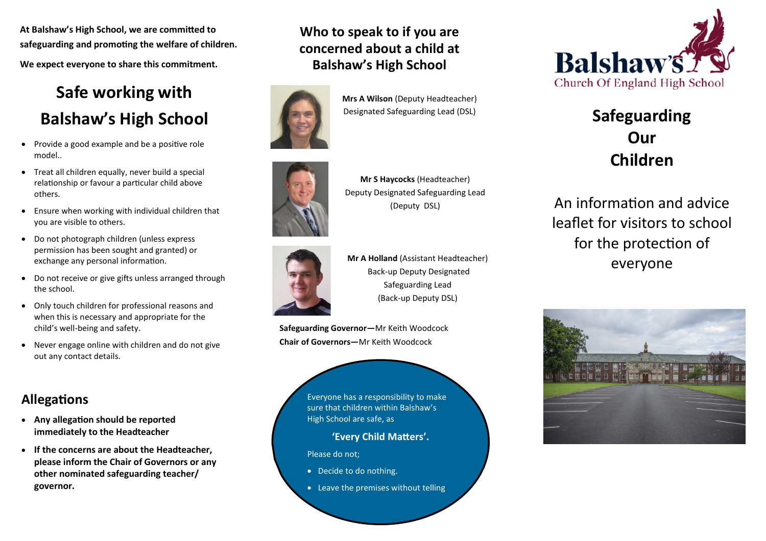**At Balshaw's High School, we are committed to safeguarding and promoting the welfare of children.**

**We expect everyone to share this commitment.**

# Safe working with Balshaw's High School

- Provide a good example and be a positive role model..
- Treat all children equally, never build a special relationship or favour a particular child above others.
- Ensure when working with individual children that you are visible to others.
- Do not photograph children (unless express permission has been sought and granted) or exchange any personal information.
- Do not receive or give gifts unless arranged through the school.
- Only touch children for professional reasons and when this is necessary and appropriate for the child's well-being and safety.
- Never engage online with children and do not give out any contact details.

## Allegations

- **Any allegation should be reported immediately to the Headteacher**
- **If the concerns are about the Headteacher, please inform the Chair of Governors or any other nominated safeguarding teacher/ governor.**

## Who to speak to if you are concerned about a child at Balshaw's High School

**Mrs A Wilson** (Deputy Headteacher)
Designated Safeguarding Lead (DSL)

**Mr S Haycocks** (Headteacher)
Deputy Designated Safeguarding Lead
(Deputy DSL)

**Mr A Holland** (Assistant Headteacher)
Back-up Deputy Designated Safeguarding Lead
(Back-up Deputy DSL)

**Safeguarding Governor—**Mr Keith Woodcock
**Chair of Governors—**Mr Keith Woodcock

Everyone has a responsibility to make sure that children within Balshaw's High School are safe, as

**'Every Child Matters'.**

Please do not;

- Decide to do nothing.
- Leave the premises without telling

Balshaw's
Church Of England High School

# Safeguarding Our Children

An information and advice leaflet for visitors to school for the protection of everyone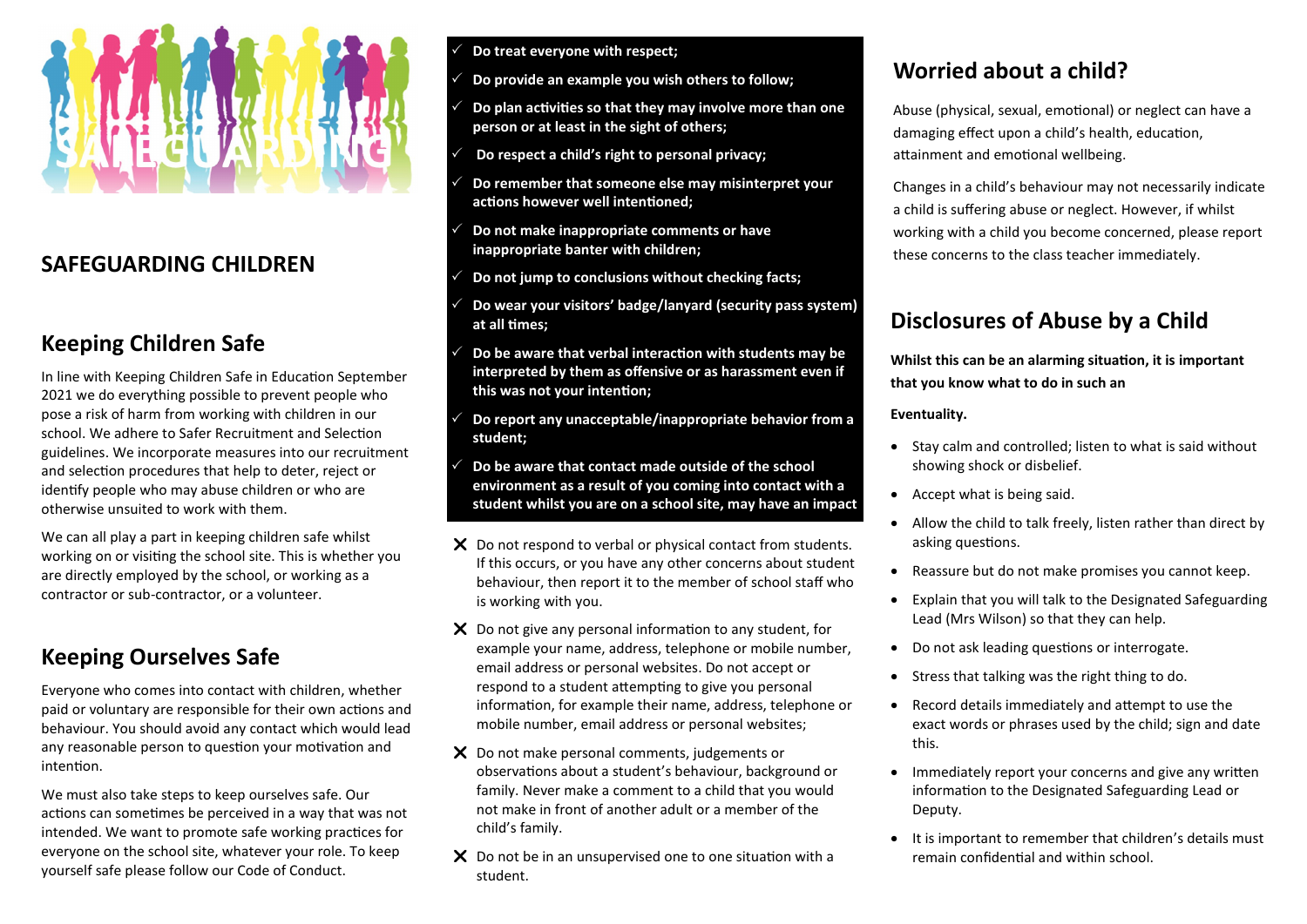## SAFEGUARDING CHILDREN

## Keeping Children Safe

In line with Keeping Children Safe in Education September 2021 we do everything possible to prevent people who pose a risk of harm from working with children in our school. We adhere to Safer Recruitment and Selection guidelines. We incorporate measures into our recruitment and selection procedures that help to deter, reject or identify people who may abuse children or who are otherwise unsuited to work with them.

We can all play a part in keeping children safe whilst working on or visiting the school site. This is whether you are directly employed by the school, or working as a contractor or sub-contractor, or a volunteer.

## Keeping Ourselves Safe

Everyone who comes into contact with children, whether paid or voluntary are responsible for their own actions and behaviour. You should avoid any contact which would lead any reasonable person to question your motivation and intention.

We must also take steps to keep ourselves safe. Our actions can sometimes be perceived in a way that was not intended. We want to promote safe working practices for everyone on the school site, whatever your role. To keep yourself safe please follow our Code of Conduct.

- ✓ **Do treat everyone with respect;**
- ✓ **Do provide an example you wish others to follow;**
- ✓ **Do plan activities so that they may involve more than one person or at least in the sight of others;**
- ✓ **Do respect a child's right to personal privacy;**
- ✓ **Do remember that someone else may misinterpret your actions however well intentioned;**
- ✓ **Do not make inappropriate comments or have inappropriate banter with children;**
- ✓ **Do not jump to conclusions without checking facts;**
- ✓ **Do wear your visitors' badge/lanyard (security pass system) at all times;**
- ✓ **Do be aware that verbal interaction with students may be interpreted by them as offensive or as harassment even if this was not your intention;**
- ✓ **Do report any unacceptable/inappropriate behavior from a student;**
- ✓ **Do be aware that contact made outside of the school environment as a result of you coming into contact with a student whilst you are on a school site, may have an impact**

- ✗ Do not respond to verbal or physical contact from students. If this occurs, or you have any other concerns about student behaviour, then report it to the member of school staff who is working with you.
- ✗ Do not give any personal information to any student, for example your name, address, telephone or mobile number, email address or personal websites. Do not accept or respond to a student attempting to give you personal information, for example their name, address, telephone or mobile number, email address or personal websites;
- ✗ Do not make personal comments, judgements or observations about a student's behaviour, background or family. Never make a comment to a child that you would not make in front of another adult or a member of the child's family.
- ✗ Do not be in an unsupervised one to one situation with a student.

## Worried about a child?

Abuse (physical, sexual, emotional) or neglect can have a damaging effect upon a child's health, education, attainment and emotional wellbeing.

Changes in a child's behaviour may not necessarily indicate a child is suffering abuse or neglect. However, if whilst working with a child you become concerned, please report these concerns to the class teacher immediately.

## Disclosures of Abuse by a Child

**Whilst this can be an alarming situation, it is important that you know what to do in such an**

**Eventuality.**

- Stay calm and controlled; listen to what is said without showing shock or disbelief.
- Accept what is being said.
- Allow the child to talk freely, listen rather than direct by asking questions.
- Reassure but do not make promises you cannot keep.
- Explain that you will talk to the Designated Safeguarding Lead (Mrs Wilson) so that they can help.
- Do not ask leading questions or interrogate.
- Stress that talking was the right thing to do.
- Record details immediately and attempt to use the exact words or phrases used by the child; sign and date this.
- Immediately report your concerns and give any written information to the Designated Safeguarding Lead or Deputy.
- It is important to remember that children's details must remain confidential and within school.